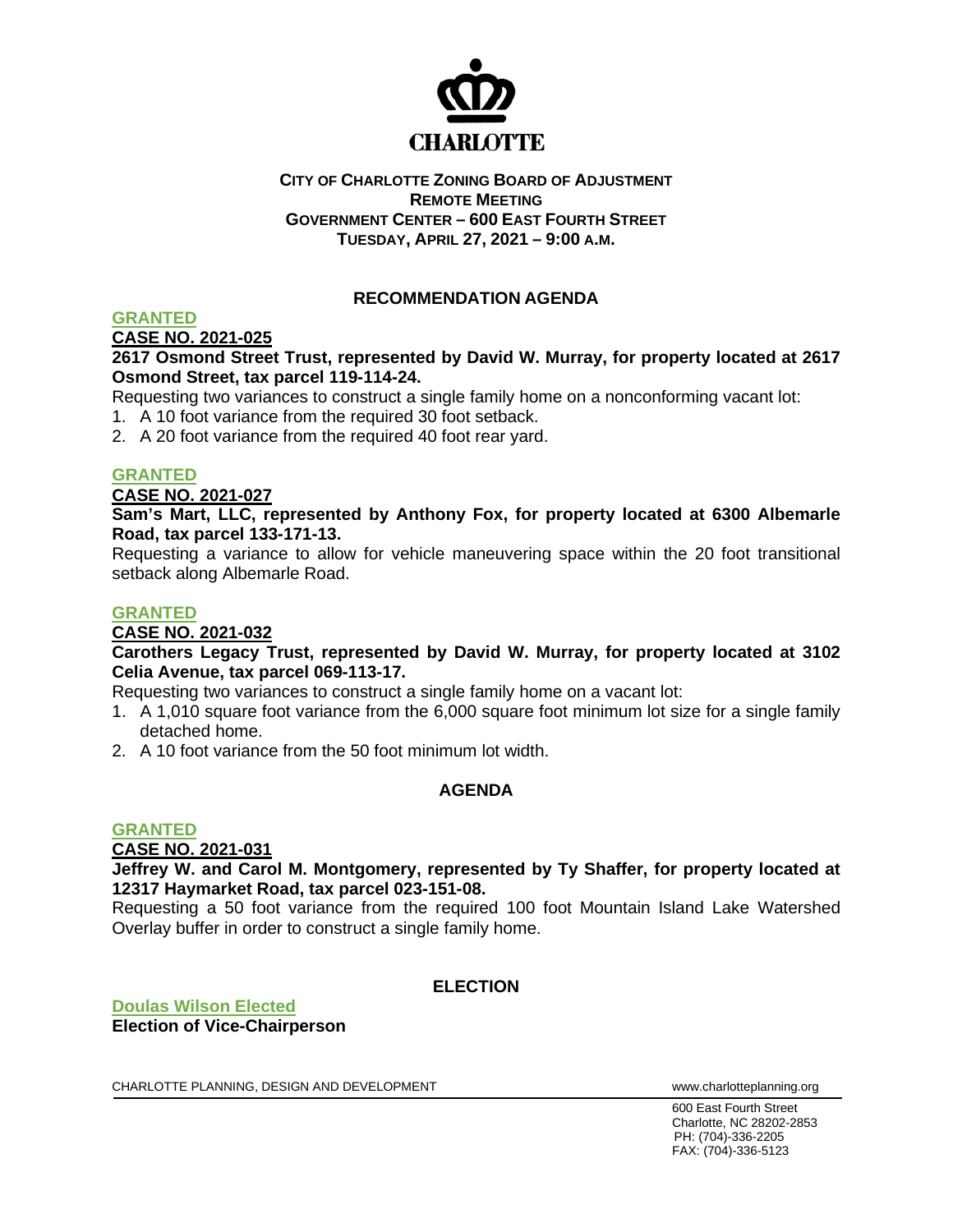CHARLOTTE

**CITY OF CHARLOTTE ZONING BOARD OF ADJUSTMENT**
**REMOTE MEETING**
**GOVERNMENT CENTER – 600 EAST FOURTH STREET**
**TUESDAY, APRIL 27, 2021 – 9:00 A.M.**

## RECOMMENDATION AGENDA

**GRANTED**

**CASE NO. 2021-025**

**2617 Osmond Street Trust, represented by David W. Murray, for property located at 2617 Osmond Street, tax parcel 119-114-24.**

Requesting two variances to construct a single family home on a nonconforming vacant lot:

1. A 10 foot variance from the required 30 foot setback.
2. A 20 foot variance from the required 40 foot rear yard.

**GRANTED**

**CASE NO. 2021-027**

**Sam's Mart, LLC, represented by Anthony Fox, for property located at 6300 Albemarle Road, tax parcel 133-171-13.**

Requesting a variance to allow for vehicle maneuvering space within the 20 foot transitional setback along Albemarle Road.

**GRANTED**

**CASE NO. 2021-032**

**Carothers Legacy Trust, represented by David W. Murray, for property located at 3102 Celia Avenue, tax parcel 069-113-17.**

Requesting two variances to construct a single family home on a vacant lot:

1. A 1,010 square foot variance from the 6,000 square foot minimum lot size for a single family detached home.
2. A 10 foot variance from the 50 foot minimum lot width.

## AGENDA

**GRANTED**

**CASE NO. 2021-031**

**Jeffrey W. and Carol M. Montgomery, represented by Ty Shaffer, for property located at 12317 Haymarket Road, tax parcel 023-151-08.**

Requesting a 50 foot variance from the required 100 foot Mountain Island Lake Watershed Overlay buffer in order to construct a single family home.

## ELECTION

**Doulas Wilson Elected**

**Election of Vice-Chairperson**

CHARLOTTE PLANNING, DESIGN AND DEVELOPMENT www.charlotteplanning.org

600 East Fourth Street
Charlotte, NC 28202-2853
PH: (704)-336-2205
FAX: (704)-336-5123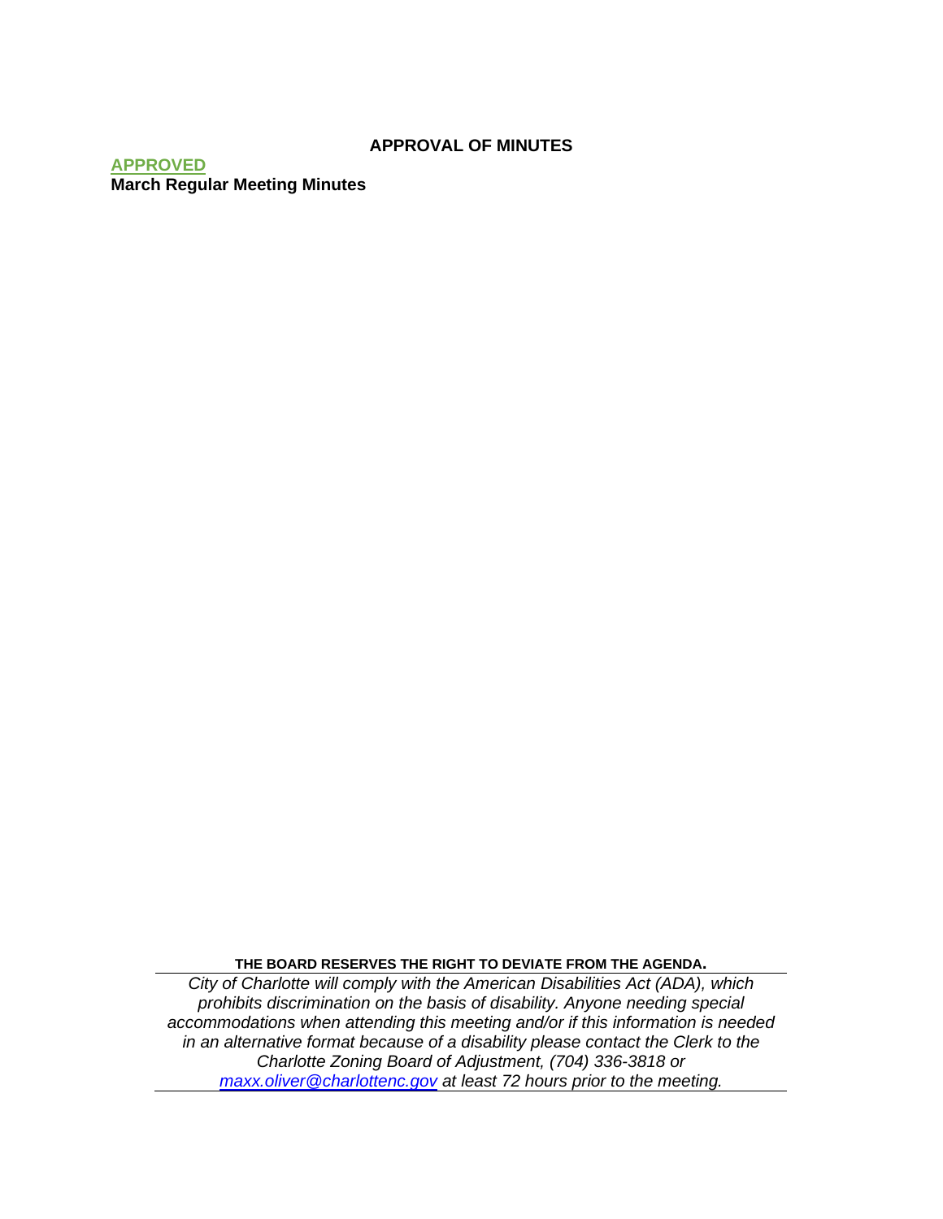**APPROVAL OF MINUTES**

**APPROVED**
**March Regular Meeting Minutes**

**THE BOARD RESERVES THE RIGHT TO DEVIATE FROM THE AGENDA.**

*City of Charlotte will comply with the American Disabilities Act (ADA), which prohibits discrimination on the basis of disability. Anyone needing special accommodations when attending this meeting and/or if this information is needed in an alternative format because of a disability please contact the Clerk to the Charlotte Zoning Board of Adjustment, (704) 336-3818 or maxx.oliver@charlottenc.gov at least 72 hours prior to the meeting.*